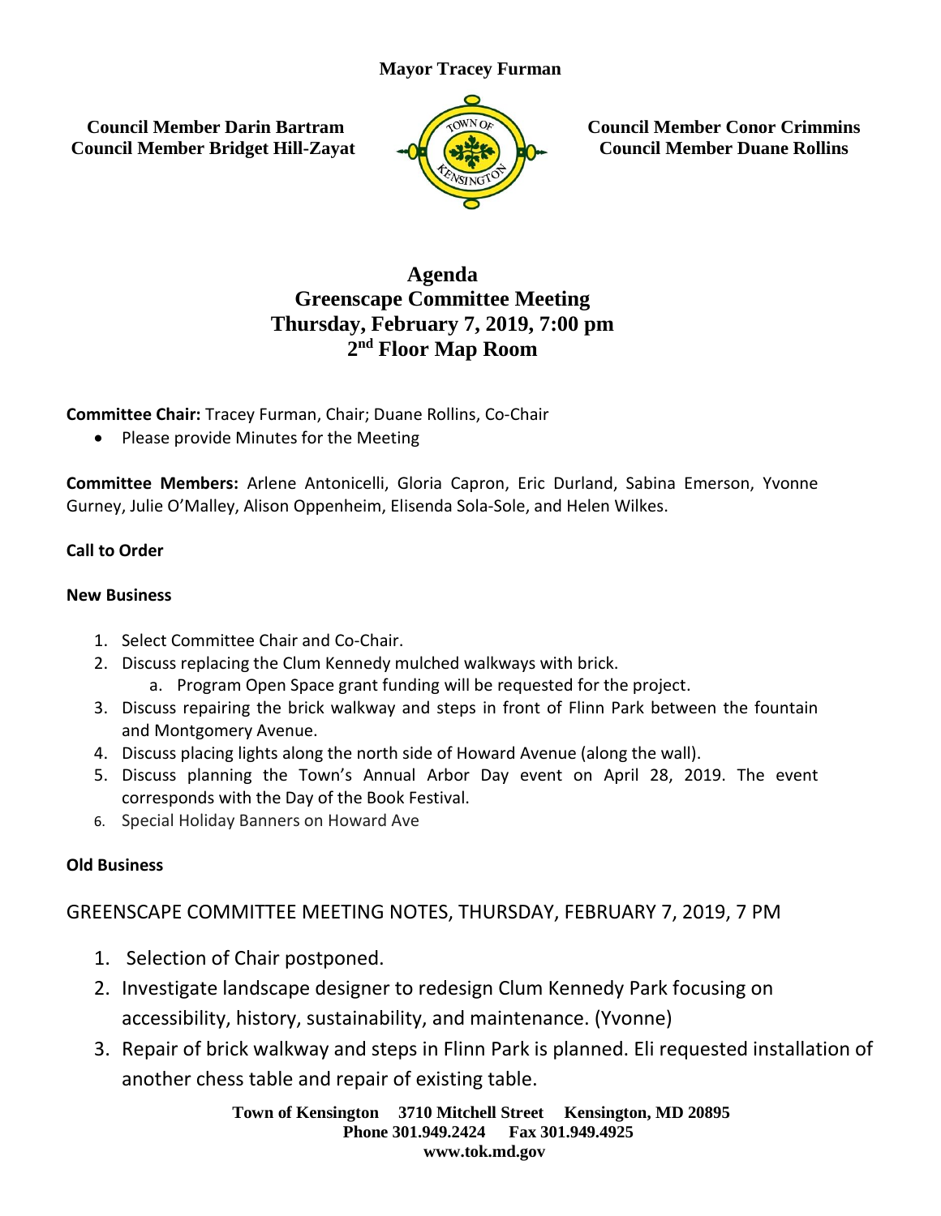**Mayor Tracey Furman**

**Council Member Darin Bartram**
**Council Member Bridget Hill-Zayat**

**Council Member Conor Crimmins**
**Council Member Duane Rollins**

# Agenda
## Greenscape Committee Meeting
## Thursday, February 7, 2019, 7:00 pm
## 2nd Floor Map Room

**Committee Chair:** Tracey Furman, Chair; Duane Rollins, Co-Chair

- Please provide Minutes for the Meeting

**Committee Members:** Arlene Antonicelli, Gloria Capron, Eric Durland, Sabina Emerson, Yvonne Gurney, Julie O'Malley, Alison Oppenheim, Elisenda Sola-Sole, and Helen Wilkes.

**Call to Order**

**New Business**

1. Select Committee Chair and Co-Chair.
2. Discuss replacing the Clum Kennedy mulched walkways with brick.
   a. Program Open Space grant funding will be requested for the project.
3. Discuss repairing the brick walkway and steps in front of Flinn Park between the fountain and Montgomery Avenue.
4. Discuss placing lights along the north side of Howard Avenue (along the wall).
5. Discuss planning the Town's Annual Arbor Day event on April 28, 2019. The event corresponds with the Day of the Book Festival.
6. Special Holiday Banners on Howard Ave

**Old Business**

## GREENSCAPE COMMITTEE MEETING NOTES, THURSDAY, FEBRUARY 7, 2019, 7 PM

1. Selection of Chair postponed.
2. Investigate landscape designer to redesign Clum Kennedy Park focusing on accessibility, history, sustainability, and maintenance. (Yvonne)
3. Repair of brick walkway and steps in Flinn Park is planned. Eli requested installation of another chess table and repair of existing table.

**Town of Kensington 3710 Mitchell Street Kensington, MD 20895**
**Phone 301.949.2424 Fax 301.949.4925**
**www.tok.md.gov**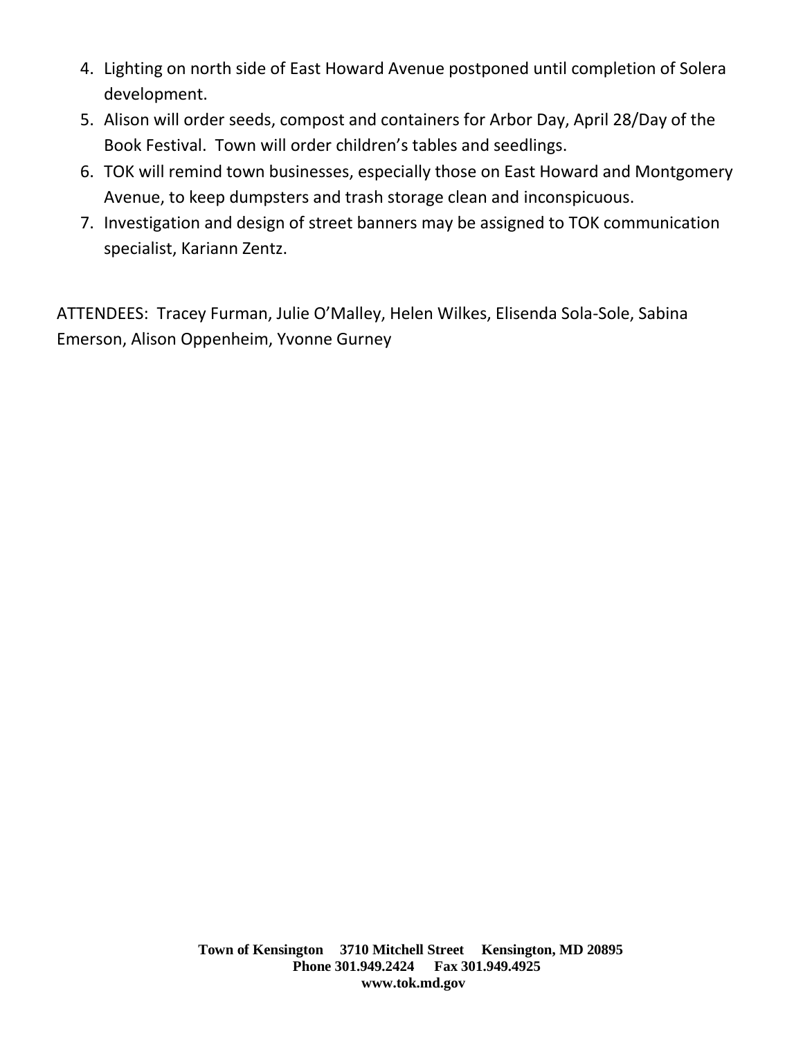4. Lighting on north side of East Howard Avenue postponed until completion of Solera development.
5. Alison will order seeds, compost and containers for Arbor Day, April 28/Day of the Book Festival. Town will order children's tables and seedlings.
6. TOK will remind town businesses, especially those on East Howard and Montgomery Avenue, to keep dumpsters and trash storage clean and inconspicuous.
7. Investigation and design of street banners may be assigned to TOK communication specialist, Kariann Zentz.

ATTENDEES: Tracey Furman, Julie O'Malley, Helen Wilkes, Elisenda Sola-Sole, Sabina Emerson, Alison Oppenheim, Yvonne Gurney